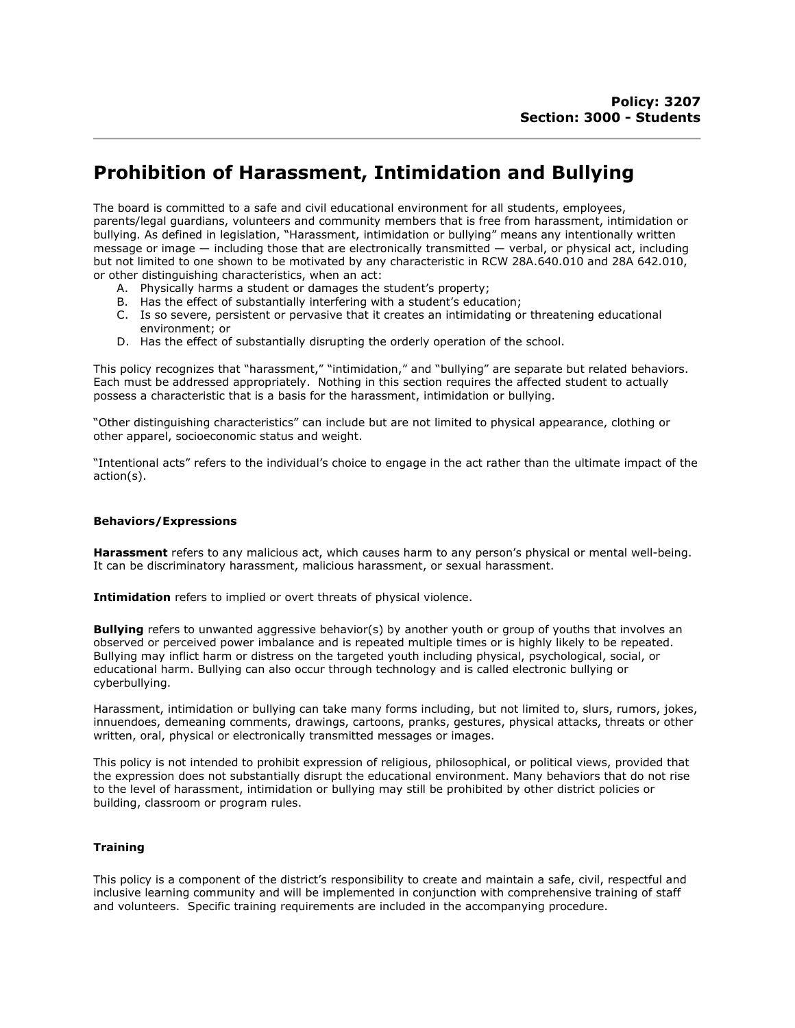**Policy: 3207**
**Section: 3000 - Students**

# Prohibition of Harassment, Intimidation and Bullying

The board is committed to a safe and civil educational environment for all students, employees, parents/legal guardians, volunteers and community members that is free from harassment, intimidation or bullying. As defined in legislation, "Harassment, intimidation or bullying" means any intentionally written message or image — including those that are electronically transmitted — verbal, or physical act, including but not limited to one shown to be motivated by any characteristic in RCW 28A.640.010 and 28A 642.010, or other distinguishing characteristics, when an act:

A. Physically harms a student or damages the student's property;
B. Has the effect of substantially interfering with a student's education;
C. Is so severe, persistent or pervasive that it creates an intimidating or threatening educational environment; or
D. Has the effect of substantially disrupting the orderly operation of the school.

This policy recognizes that "harassment," "intimidation," and "bullying" are separate but related behaviors. Each must be addressed appropriately. Nothing in this section requires the affected student to actually possess a characteristic that is a basis for the harassment, intimidation or bullying.

"Other distinguishing characteristics" can include but are not limited to physical appearance, clothing or other apparel, socioeconomic status and weight.

"Intentional acts" refers to the individual's choice to engage in the act rather than the ultimate impact of the action(s).

#### Behaviors/Expressions

**Harassment** refers to any malicious act, which causes harm to any person's physical or mental well-being. It can be discriminatory harassment, malicious harassment, or sexual harassment.

**Intimidation** refers to implied or overt threats of physical violence.

**Bullying** refers to unwanted aggressive behavior(s) by another youth or group of youths that involves an observed or perceived power imbalance and is repeated multiple times or is highly likely to be repeated. Bullying may inflict harm or distress on the targeted youth including physical, psychological, social, or educational harm. Bullying can also occur through technology and is called electronic bullying or cyberbullying.

Harassment, intimidation or bullying can take many forms including, but not limited to, slurs, rumors, jokes, innuendoes, demeaning comments, drawings, cartoons, pranks, gestures, physical attacks, threats or other written, oral, physical or electronically transmitted messages or images.

This policy is not intended to prohibit expression of religious, philosophical, or political views, provided that the expression does not substantially disrupt the educational environment. Many behaviors that do not rise to the level of harassment, intimidation or bullying may still be prohibited by other district policies or building, classroom or program rules.

#### Training

This policy is a component of the district's responsibility to create and maintain a safe, civil, respectful and inclusive learning community and will be implemented in conjunction with comprehensive training of staff and volunteers. Specific training requirements are included in the accompanying procedure.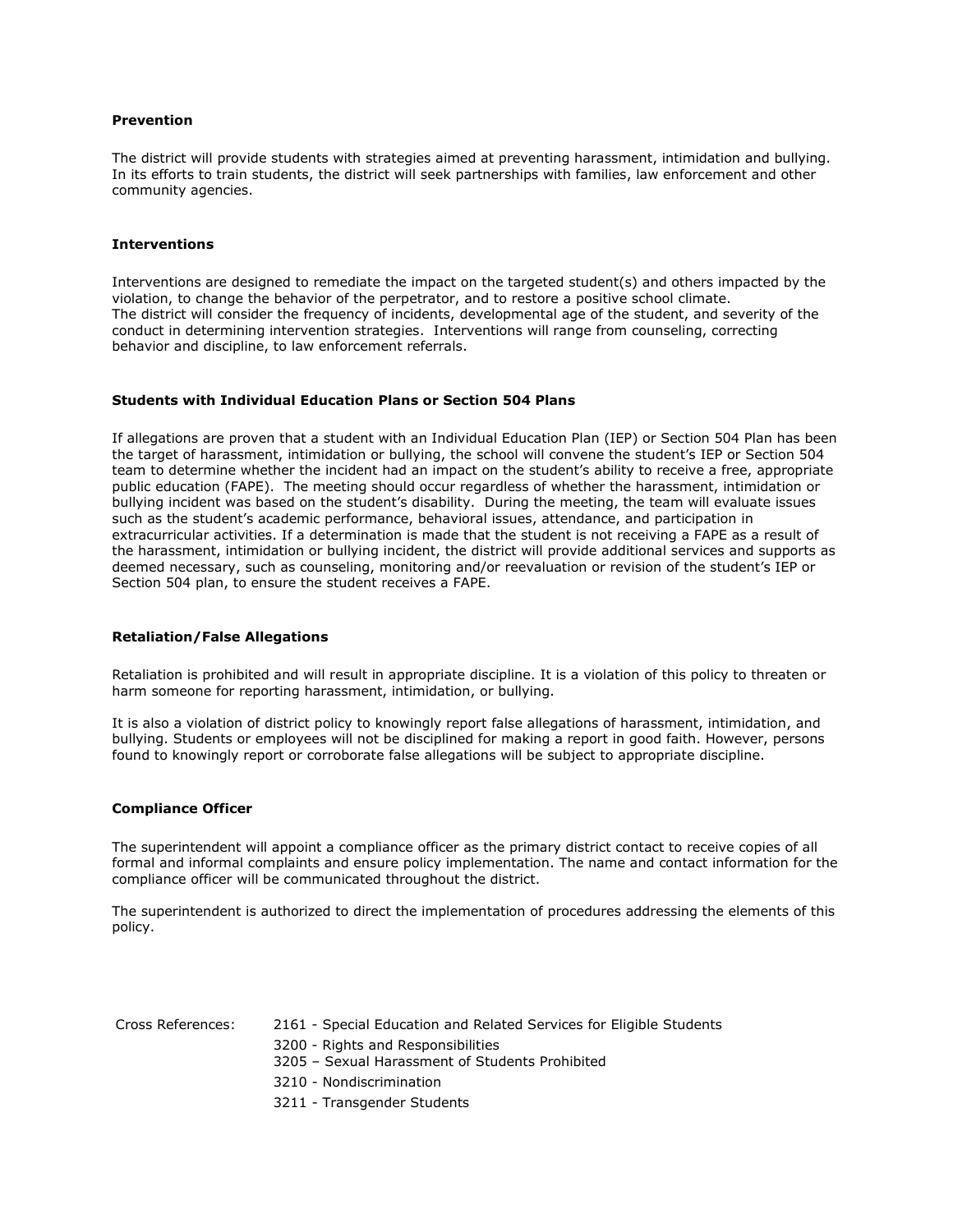**Prevention**

The district will provide students with strategies aimed at preventing harassment, intimidation and bullying. In its efforts to train students, the district will seek partnerships with families, law enforcement and other community agencies.

**Interventions**

Interventions are designed to remediate the impact on the targeted student(s) and others impacted by the violation, to change the behavior of the perpetrator, and to restore a positive school climate.
The district will consider the frequency of incidents, developmental age of the student, and severity of the conduct in determining intervention strategies. Interventions will range from counseling, correcting behavior and discipline, to law enforcement referrals.

**Students with Individual Education Plans or Section 504 Plans**

If allegations are proven that a student with an Individual Education Plan (IEP) or Section 504 Plan has been the target of harassment, intimidation or bullying, the school will convene the student's IEP or Section 504 team to determine whether the incident had an impact on the student's ability to receive a free, appropriate public education (FAPE). The meeting should occur regardless of whether the harassment, intimidation or bullying incident was based on the student's disability. During the meeting, the team will evaluate issues such as the student's academic performance, behavioral issues, attendance, and participation in extracurricular activities. If a determination is made that the student is not receiving a FAPE as a result of the harassment, intimidation or bullying incident, the district will provide additional services and supports as deemed necessary, such as counseling, monitoring and/or reevaluation or revision of the student's IEP or Section 504 plan, to ensure the student receives a FAPE.

**Retaliation/False Allegations**

Retaliation is prohibited and will result in appropriate discipline. It is a violation of this policy to threaten or harm someone for reporting harassment, intimidation, or bullying.

It is also a violation of district policy to knowingly report false allegations of harassment, intimidation, and bullying. Students or employees will not be disciplined for making a report in good faith. However, persons found to knowingly report or corroborate false allegations will be subject to appropriate discipline.

**Compliance Officer**

The superintendent will appoint a compliance officer as the primary district contact to receive copies of all formal and informal complaints and ensure policy implementation. The name and contact information for the compliance officer will be communicated throughout the district.

The superintendent is authorized to direct the implementation of procedures addressing the elements of this policy.

Cross References:
- 2161 - Special Education and Related Services for Eligible Students
- 3200 - Rights and Responsibilities
- 3205 – Sexual Harassment of Students Prohibited
- 3210 - Nondiscrimination
- 3211 - Transgender Students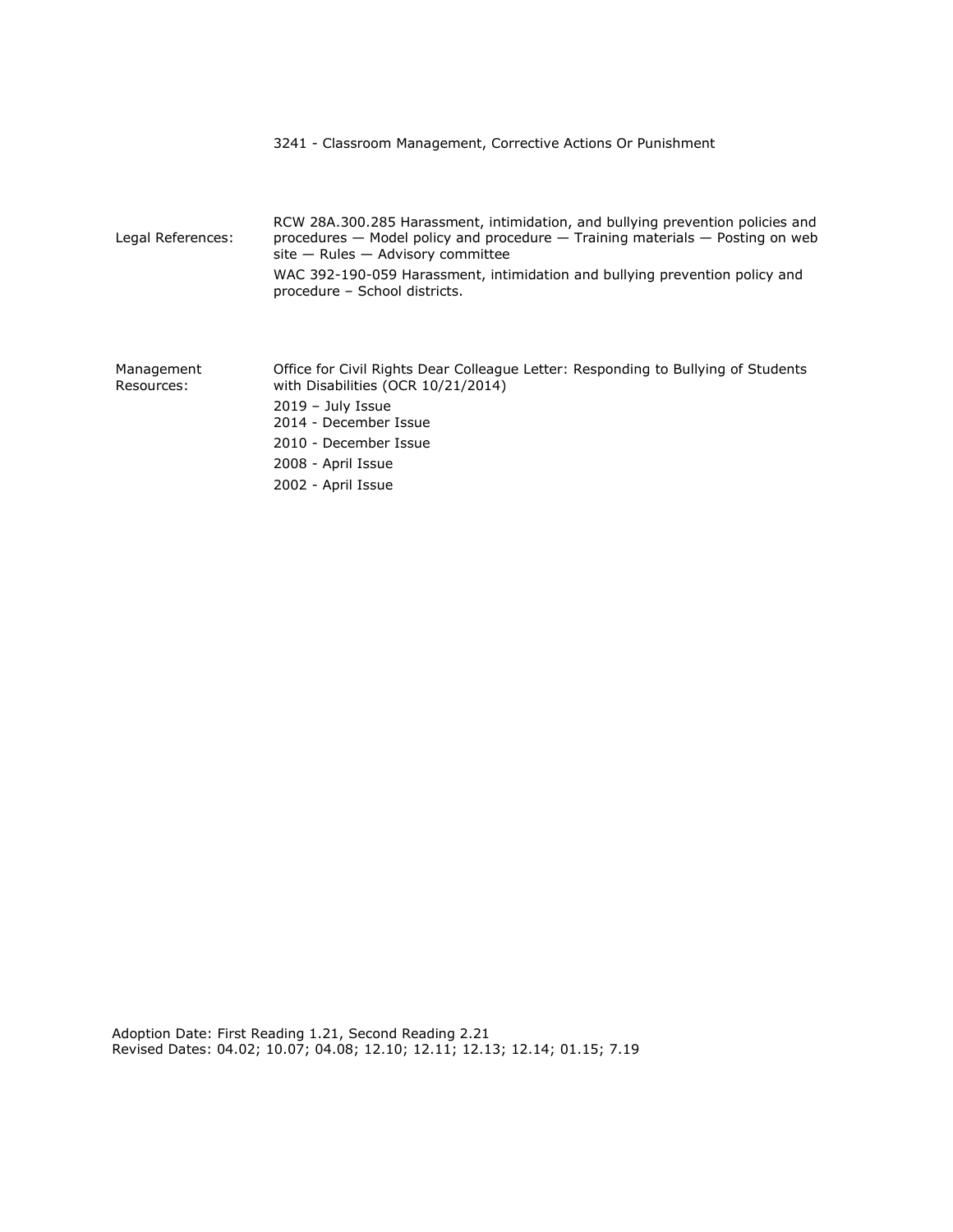3241 - Classroom Management, Corrective Actions Or Punishment

| | |
|---|---|
| Legal References: | RCW 28A.300.285 Harassment, intimidation, and bullying prevention policies and procedures — Model policy and procedure — Training materials — Posting on web site — Rules — Advisory committee<br>WAC 392-190-059 Harassment, intimidation and bullying prevention policy and procedure – School districts. |
| Management Resources: | Office for Civil Rights Dear Colleague Letter: Responding to Bullying of Students with Disabilities (OCR 10/21/2014)<br>2019 – July Issue<br>2014 - December Issue<br>2010 - December Issue<br>2008 - April Issue<br>2002 - April Issue |

Adoption Date: First Reading 1.21, Second Reading 2.21
Revised Dates: 04.02; 10.07; 04.08; 12.10; 12.11; 12.13; 12.14; 01.15; 7.19